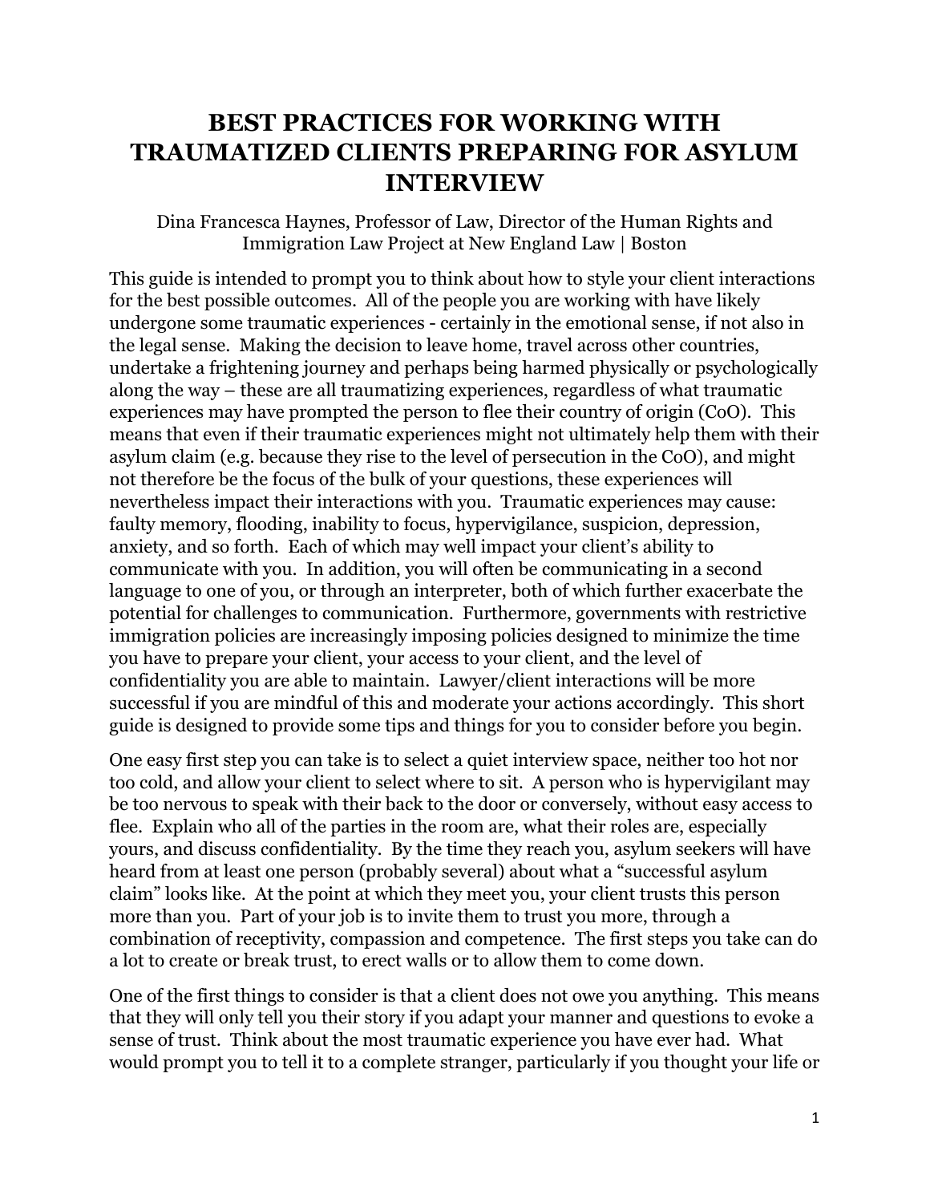# BEST PRACTICES FOR WORKING WITH TRAUMATIZED CLIENTS PREPARING FOR ASYLUM INTERVIEW

Dina Francesca Haynes, Professor of Law, Director of the Human Rights and Immigration Law Project at New England Law | Boston

This guide is intended to prompt you to think about how to style your client interactions for the best possible outcomes. All of the people you are working with have likely undergone some traumatic experiences - certainly in the emotional sense, if not also in the legal sense. Making the decision to leave home, travel across other countries, undertake a frightening journey and perhaps being harmed physically or psychologically along the way – these are all traumatizing experiences, regardless of what traumatic experiences may have prompted the person to flee their country of origin (CoO). This means that even if their traumatic experiences might not ultimately help them with their asylum claim (e.g. because they rise to the level of persecution in the CoO), and might not therefore be the focus of the bulk of your questions, these experiences will nevertheless impact their interactions with you. Traumatic experiences may cause: faulty memory, flooding, inability to focus, hypervigilance, suspicion, depression, anxiety, and so forth. Each of which may well impact your client's ability to communicate with you. In addition, you will often be communicating in a second language to one of you, or through an interpreter, both of which further exacerbate the potential for challenges to communication. Furthermore, governments with restrictive immigration policies are increasingly imposing policies designed to minimize the time you have to prepare your client, your access to your client, and the level of confidentiality you are able to maintain. Lawyer/client interactions will be more successful if you are mindful of this and moderate your actions accordingly. This short guide is designed to provide some tips and things for you to consider before you begin.

One easy first step you can take is to select a quiet interview space, neither too hot nor too cold, and allow your client to select where to sit. A person who is hypervigilant may be too nervous to speak with their back to the door or conversely, without easy access to flee. Explain who all of the parties in the room are, what their roles are, especially yours, and discuss confidentiality. By the time they reach you, asylum seekers will have heard from at least one person (probably several) about what a "successful asylum claim" looks like. At the point at which they meet you, your client trusts this person more than you. Part of your job is to invite them to trust you more, through a combination of receptivity, compassion and competence. The first steps you take can do a lot to create or break trust, to erect walls or to allow them to come down.

One of the first things to consider is that a client does not owe you anything. This means that they will only tell you their story if you adapt your manner and questions to evoke a sense of trust. Think about the most traumatic experience you have ever had. What would prompt you to tell it to a complete stranger, particularly if you thought your life or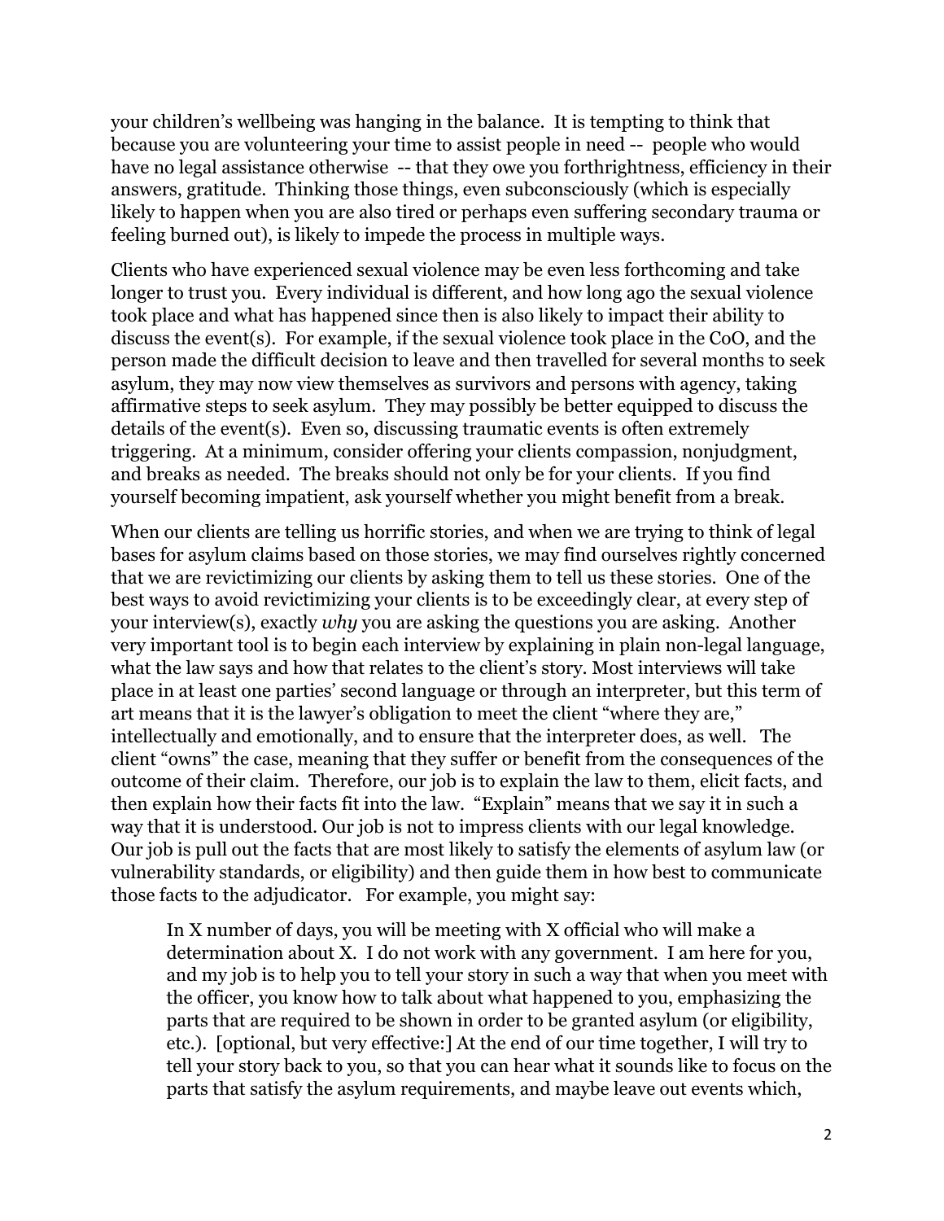your children's wellbeing was hanging in the balance. It is tempting to think that because you are volunteering your time to assist people in need -- people who would have no legal assistance otherwise -- that they owe you forthrightness, efficiency in their answers, gratitude. Thinking those things, even subconsciously (which is especially likely to happen when you are also tired or perhaps even suffering secondary trauma or feeling burned out), is likely to impede the process in multiple ways.

Clients who have experienced sexual violence may be even less forthcoming and take longer to trust you. Every individual is different, and how long ago the sexual violence took place and what has happened since then is also likely to impact their ability to discuss the event(s). For example, if the sexual violence took place in the CoO, and the person made the difficult decision to leave and then travelled for several months to seek asylum, they may now view themselves as survivors and persons with agency, taking affirmative steps to seek asylum. They may possibly be better equipped to discuss the details of the event(s). Even so, discussing traumatic events is often extremely triggering. At a minimum, consider offering your clients compassion, nonjudgment, and breaks as needed. The breaks should not only be for your clients. If you find yourself becoming impatient, ask yourself whether you might benefit from a break.

When our clients are telling us horrific stories, and when we are trying to think of legal bases for asylum claims based on those stories, we may find ourselves rightly concerned that we are revictimizing our clients by asking them to tell us these stories. One of the best ways to avoid revictimizing your clients is to be exceedingly clear, at every step of your interview(s), exactly *why* you are asking the questions you are asking. Another very important tool is to begin each interview by explaining in plain non-legal language, what the law says and how that relates to the client's story. Most interviews will take place in at least one parties' second language or through an interpreter, but this term of art means that it is the lawyer's obligation to meet the client "where they are," intellectually and emotionally, and to ensure that the interpreter does, as well. The client "owns" the case, meaning that they suffer or benefit from the consequences of the outcome of their claim. Therefore, our job is to explain the law to them, elicit facts, and then explain how their facts fit into the law. "Explain" means that we say it in such a way that it is understood. Our job is not to impress clients with our legal knowledge. Our job is pull out the facts that are most likely to satisfy the elements of asylum law (or vulnerability standards, or eligibility) and then guide them in how best to communicate those facts to the adjudicator. For example, you might say:

> In X number of days, you will be meeting with X official who will make a determination about X. I do not work with any government. I am here for you, and my job is to help you to tell your story in such a way that when you meet with the officer, you know how to talk about what happened to you, emphasizing the parts that are required to be shown in order to be granted asylum (or eligibility, etc.). [optional, but very effective:] At the end of our time together, I will try to tell your story back to you, so that you can hear what it sounds like to focus on the parts that satisfy the asylum requirements, and maybe leave out events which,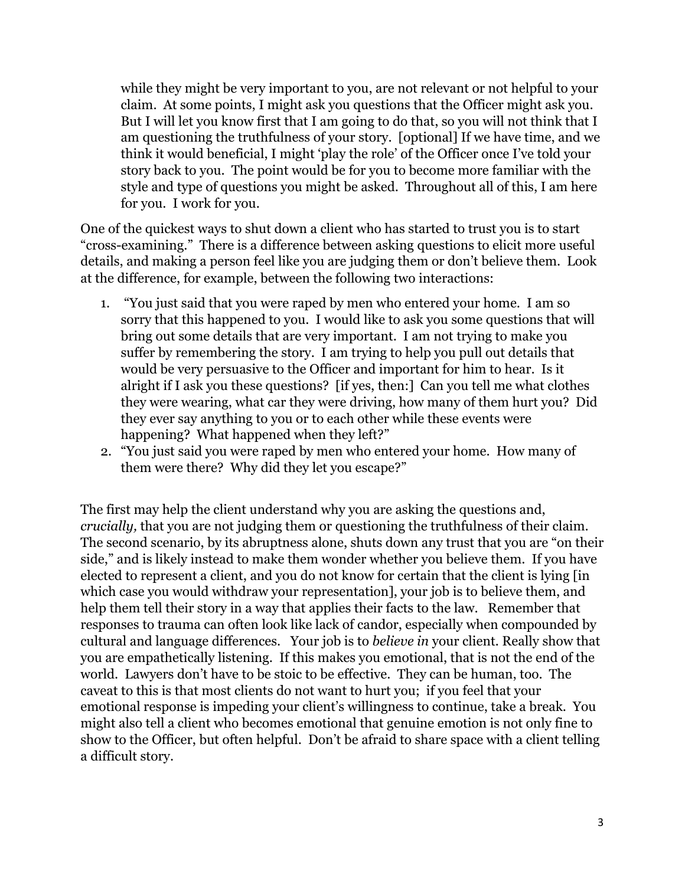> while they might be very important to you, are not relevant or not helpful to your claim. At some points, I might ask you questions that the Officer might ask you. But I will let you know first that I am going to do that, so you will not think that I am questioning the truthfulness of your story. [optional] If we have time, and we think it would beneficial, I might 'play the role' of the Officer once I've told your story back to you. The point would be for you to become more familiar with the style and type of questions you might be asked. Throughout all of this, I am here for you. I work for you.

One of the quickest ways to shut down a client who has started to trust you is to start "cross-examining." There is a difference between asking questions to elicit more useful details, and making a person feel like you are judging them or don't believe them. Look at the difference, for example, between the following two interactions:

1. "You just said that you were raped by men who entered your home. I am so sorry that this happened to you. I would like to ask you some questions that will bring out some details that are very important. I am not trying to make you suffer by remembering the story. I am trying to help you pull out details that would be very persuasive to the Officer and important for him to hear. Is it alright if I ask you these questions? [if yes, then:] Can you tell me what clothes they were wearing, what car they were driving, how many of them hurt you? Did they ever say anything to you or to each other while these events were happening? What happened when they left?"
2. "You just said you were raped by men who entered your home. How many of them were there? Why did they let you escape?"

The first may help the client understand why you are asking the questions and, *crucially,* that you are not judging them or questioning the truthfulness of their claim. The second scenario, by its abruptness alone, shuts down any trust that you are "on their side," and is likely instead to make them wonder whether you believe them. If you have elected to represent a client, and you do not know for certain that the client is lying [in which case you would withdraw your representation], your job is to believe them, and help them tell their story in a way that applies their facts to the law. Remember that responses to trauma can often look like lack of candor, especially when compounded by cultural and language differences. Your job is to *believe in* your client. Really show that you are empathetically listening. If this makes you emotional, that is not the end of the world. Lawyers don't have to be stoic to be effective. They can be human, too. The caveat to this is that most clients do not want to hurt you; if you feel that your emotional response is impeding your client's willingness to continue, take a break. You might also tell a client who becomes emotional that genuine emotion is not only fine to show to the Officer, but often helpful. Don't be afraid to share space with a client telling a difficult story.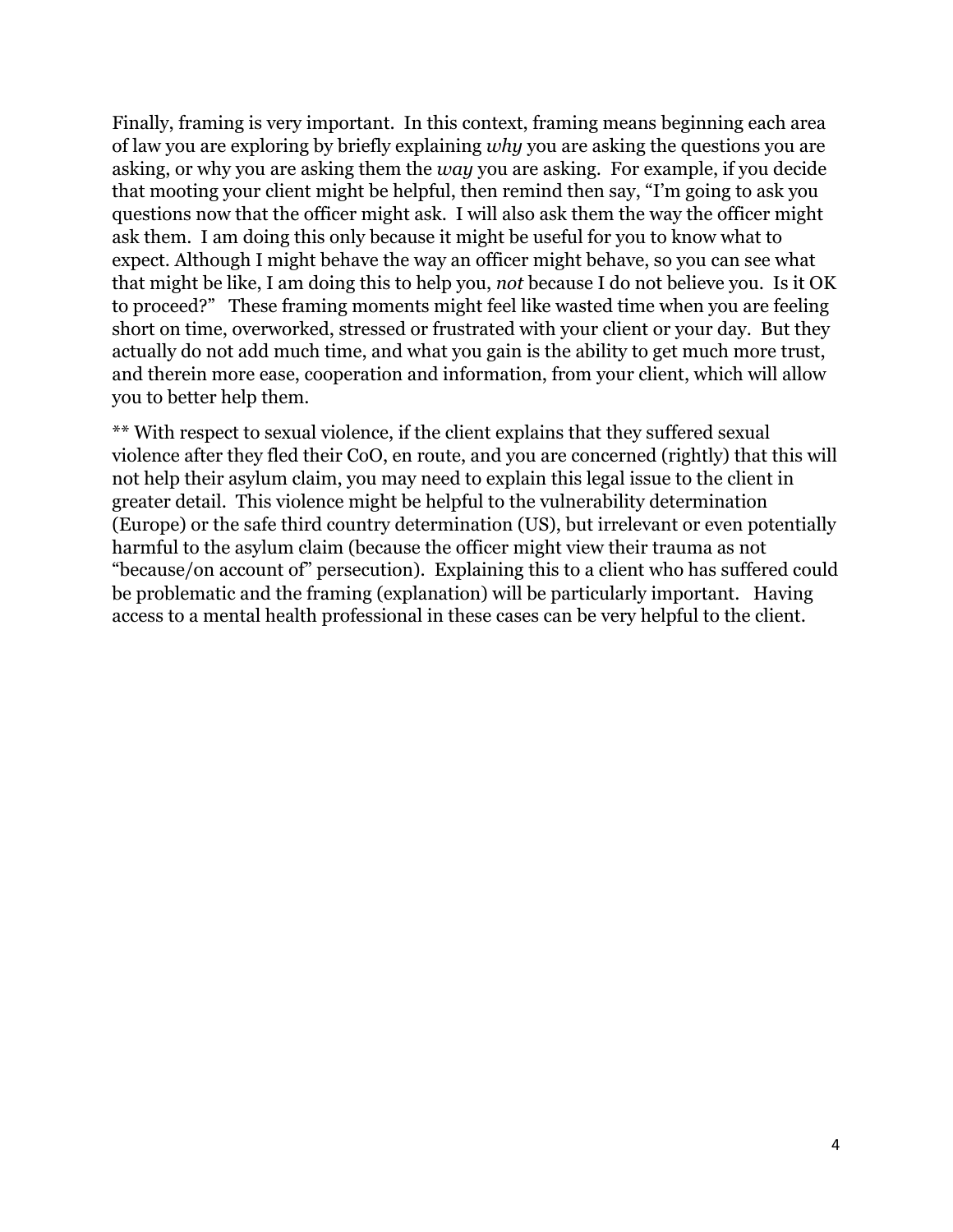Finally, framing is very important. In this context, framing means beginning each area of law you are exploring by briefly explaining *why* you are asking the questions you are asking, or why you are asking them the *way* you are asking. For example, if you decide that mooting your client might be helpful, then remind then say, "I'm going to ask you questions now that the officer might ask. I will also ask them the way the officer might ask them. I am doing this only because it might be useful for you to know what to expect. Although I might behave the way an officer might behave, so you can see what that might be like, I am doing this to help you, *not* because I do not believe you. Is it OK to proceed?" These framing moments might feel like wasted time when you are feeling short on time, overworked, stressed or frustrated with your client or your day. But they actually do not add much time, and what you gain is the ability to get much more trust, and therein more ease, cooperation and information, from your client, which will allow you to better help them.

** With respect to sexual violence, if the client explains that they suffered sexual violence after they fled their CoO, en route, and you are concerned (rightly) that this will not help their asylum claim, you may need to explain this legal issue to the client in greater detail. This violence might be helpful to the vulnerability determination (Europe) or the safe third country determination (US), but irrelevant or even potentially harmful to the asylum claim (because the officer might view their trauma as not "because/on account of" persecution). Explaining this to a client who has suffered could be problematic and the framing (explanation) will be particularly important. Having access to a mental health professional in these cases can be very helpful to the client.